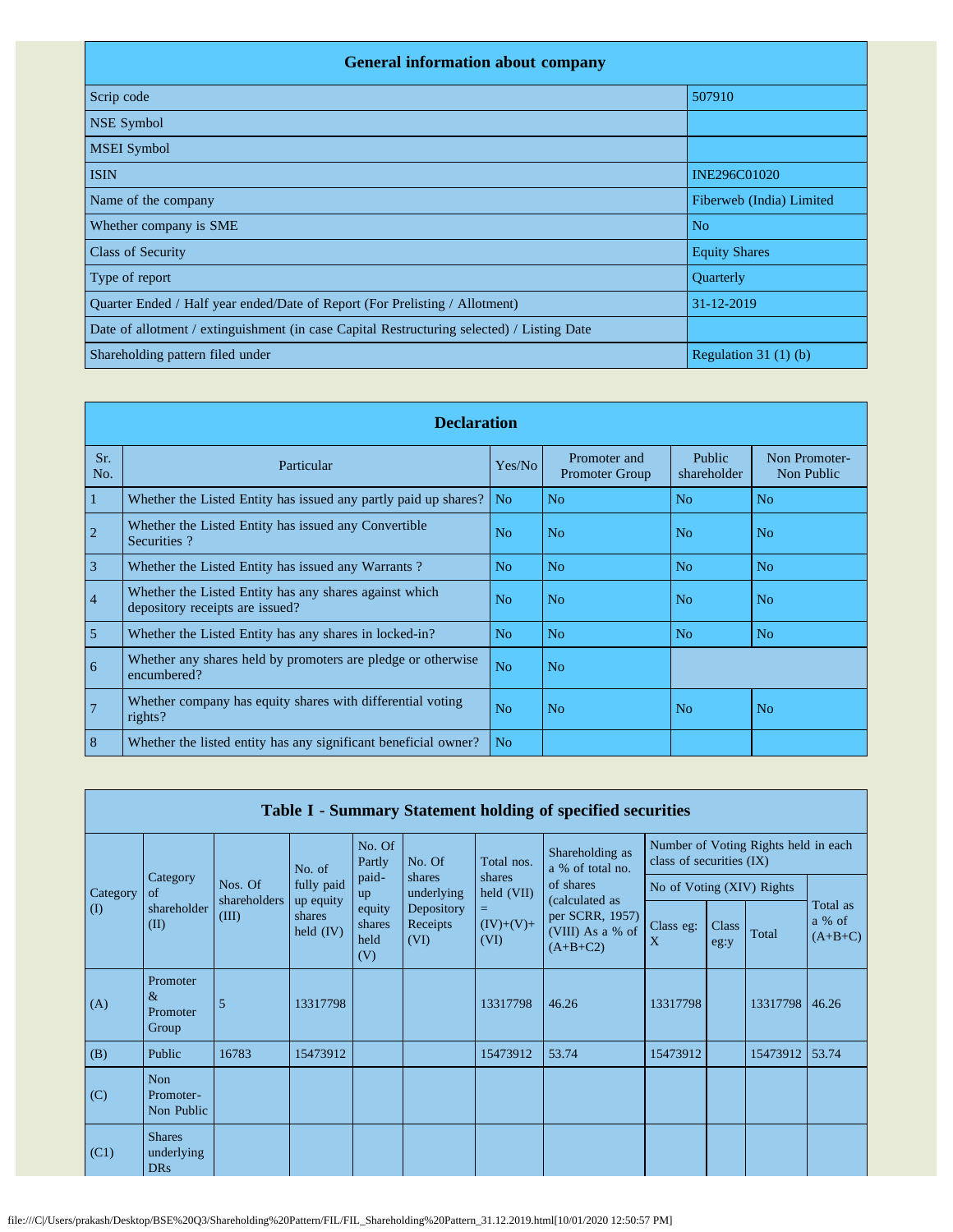## General information about company

| | |
|---|---|
| Scrip code | 507910 |
| NSE Symbol | |
| MSEI Symbol | |
| ISIN | INE296C01020 |
| Name of the company | Fiberweb (India) Limited |
| Whether company is SME | No |
| Class of Security | Equity Shares |
| Type of report | Quarterly |
| Quarter Ended / Half year ended/Date of Report (For Prelisting / Allotment) | 31-12-2019 |
| Date of allotment / extinguishment (in case Capital Restructuring selected) / Listing Date | |
| Shareholding pattern filed under | Regulation 31 (1) (b) |

## Declaration

| Sr. No. | Particular | Yes/No | Promoter and Promoter Group | Public shareholder | Non Promoter-Non Public |
|---|---|---|---|---|---|
| 1 | Whether the Listed Entity has issued any partly paid up shares? | No | No | No | No |
| 2 | Whether the Listed Entity has issued any Convertible Securities ? | No | No | No | No |
| 3 | Whether the Listed Entity has issued any Warrants ? | No | No | No | No |
| 4 | Whether the Listed Entity has any shares against which depository receipts are issued? | No | No | No | No |
| 5 | Whether the Listed Entity has any shares in locked-in? | No | No | No | No |
| 6 | Whether any shares held by promoters are pledge or otherwise encumbered? | No | No | | |
| 7 | Whether company has equity shares with differential voting rights? | No | No | No | No |
| 8 | Whether the listed entity has any significant beneficial owner? | No | | | |

## Table I - Summary Statement holding of specified securities

| Category (I) | Category of shareholder (II) | Nos. Of shareholders (III) | No. of fully paid up equity shares held (IV) | No. Of Partly paid-up equity shares held (V) | No. Of shares underlying Depository Receipts (VI) | Total nos. shares held (VII) = (IV)+(V)+ (VI) | Shareholding as a % of total no. of shares (calculated as per SCRR, 1957) (VIII) As a % of (A+B+C2) | Number of Voting Rights held in each class of securities (IX) | | | |
|---|---|---|---|---|---|---|---|---|---|---|---|
| | | | | | | | | No of Voting (XIV) Rights | | | Total as a % of (A+B+C) |
| | | | | | | | | Class eg: X | Class eg:y | Total | |
| (A) | Promoter & Promoter Group | 5 | 13317798 | | | 13317798 | 46.26 | 13317798 | | 13317798 | 46.26 |
| (B) | Public | 16783 | 15473912 | | | 15473912 | 53.74 | 15473912 | | 15473912 | 53.74 |
| (C) | Non Promoter-Non Public | | | | | | | | | | |
| (C1) | Shares underlying DRs | | | | | | | | | | |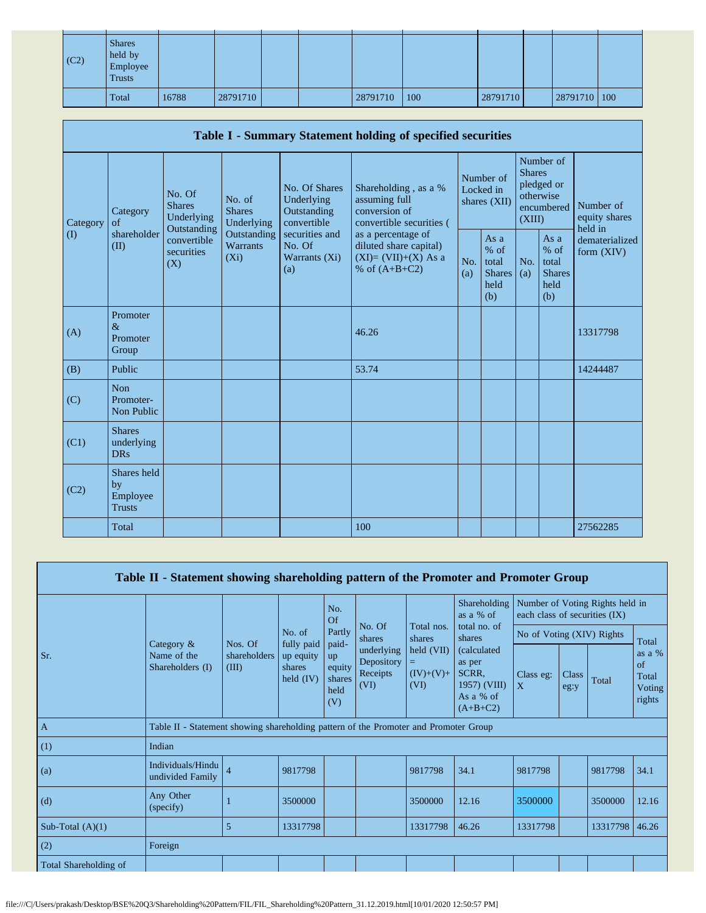| | | | | | | | | | | | |
|---|---|---|---|---|---|---|---|---|---|---|---|
| (C2) | Shares held by Employee Trusts | | | | | | | | | | |
| | Total | 16788 | 28791710 | | | 28791710 | 100 | 28791710 | | 28791710 | 100 |

## Table I - Summary Statement holding of specified securities

| Category (I) | Category of shareholder (II) | No. Of Shares Underlying Outstanding convertible securities (X) | No. of Shares Underlying Outstanding Warrants (Xi) | No. Of Shares Underlying Outstanding convertible securities and No. Of Warrants (Xi) (a) | Shareholding , as a % assuming full conversion of convertible securities ( as a percentage of diluted share capital) (XI)= (VII)+(X) As a % of (A+B+C2) | Number of Locked in shares (XII) | | Number of Shares pledged or otherwise encumbered (XIII) | | Number of equity shares held in dematerialized form (XIV) |
|---|---|---|---|---|---|---|---|---|---|---|
| | | | | | | No. (a) | As a % of total Shares held (b) | No. (a) | As a % of total Shares held (b) | |
| (A) | Promoter & Promoter Group | | | | 46.26 | | | | | 13317798 |
| (B) | Public | | | | 53.74 | | | | | 14244487 |
| (C) | Non Promoter- Non Public | | | | | | | | | |
| (C1) | Shares underlying DRs | | | | | | | | | |
| (C2) | Shares held by Employee Trusts | | | | | | | | | |
| | Total | | | | 100 | | | | | 27562285 |

## Table II - Statement showing shareholding pattern of the Promoter and Promoter Group

| Sr. | Category & Name of the Shareholders (I) | Nos. Of shareholders (III) | No. of fully paid up equity shares held (IV) | No. Of Partly paid-up equity shares held (V) | No. Of shares underlying Depository Receipts (VI) | Total nos. shares held (VII) = (IV)+(V)+ (VI) | Shareholding as a % of total no. of shares (calculated as per SCRR, 1957) (VIII) As a % of (A+B+C2) | Number of Voting Rights held in each class of securities (IX) | | | |
|---|---|---|---|---|---|---|---|---|---|---|---|
| | | | | | | | | No of Voting (XIV) Rights | | | Total as a % of Total Voting rights |
| | | | | | | | | Class eg: X | Class eg:y | Total | |
| A | Table II - Statement showing shareholding pattern of the Promoter and Promoter Group | | | | | | | | | | |
| (1) | Indian | | | | | | | | | | |
| (a) | Individuals/Hindu undivided Family | 4 | 9817798 | | | 9817798 | 34.1 | 9817798 | | 9817798 | 34.1 |
| (d) | Any Other (specify) | 1 | 3500000 | | | 3500000 | 12.16 | 3500000 | | 3500000 | 12.16 |
| Sub-Total (A)(1) | | 5 | 13317798 | | | 13317798 | 46.26 | 13317798 | | 13317798 | 46.26 |
| (2) | Foreign | | | | | | | | | | |
| Total Shareholding of | | | | | | | | | | | |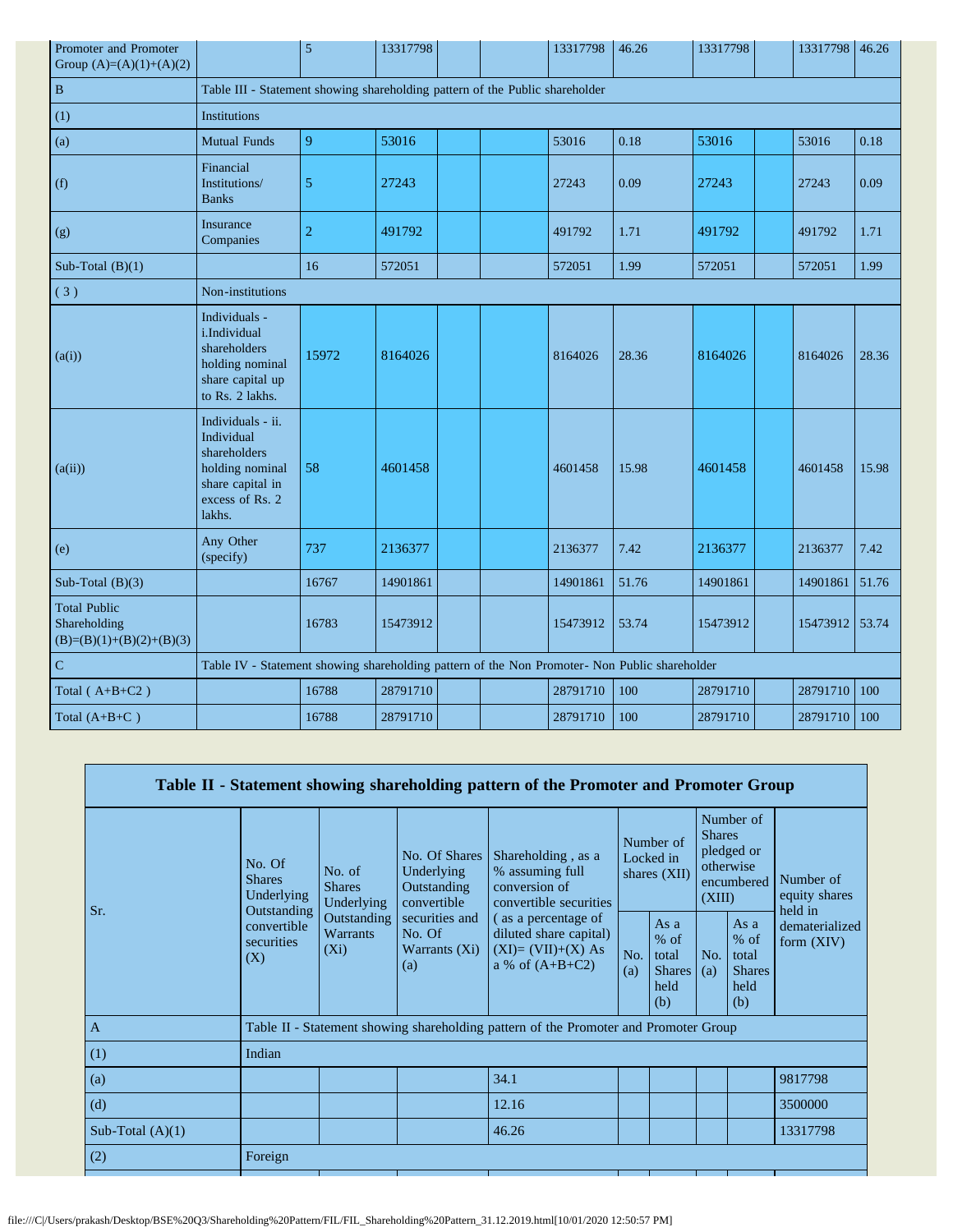| | | | | | | | | | | | |
|---|---|---|---|---|---|---|---|---|---|---|---|
| Promoter and Promoter Group (A)=(A)(1)+(A)(2) | | 5 | 13317798 | | | 13317798 | 46.26 | 13317798 | | 13317798 | 46.26 |
| B | Table III - Statement showing shareholding pattern of the Public shareholder | | | | | | | | | | |
| (1) | Institutions | | | | | | | | | | |
| (a) | Mutual Funds | 9 | 53016 | | | 53016 | 0.18 | 53016 | | 53016 | 0.18 |
| (f) | Financial Institutions/ Banks | 5 | 27243 | | | 27243 | 0.09 | 27243 | | 27243 | 0.09 |
| (g) | Insurance Companies | 2 | 491792 | | | 491792 | 1.71 | 491792 | | 491792 | 1.71 |
| Sub-Total (B)(1) | | 16 | 572051 | | | 572051 | 1.99 | 572051 | | 572051 | 1.99 |
| (3) | Non-institutions | | | | | | | | | | |
| (a(i)) | Individuals - i.Individual shareholders holding nominal share capital up to Rs. 2 lakhs. | 15972 | 8164026 | | | 8164026 | 28.36 | 8164026 | | 8164026 | 28.36 |
| (a(ii)) | Individuals - ii. Individual shareholders holding nominal share capital in excess of Rs. 2 lakhs. | 58 | 4601458 | | | 4601458 | 15.98 | 4601458 | | 4601458 | 15.98 |
| (e) | Any Other (specify) | 737 | 2136377 | | | 2136377 | 7.42 | 2136377 | | 2136377 | 7.42 |
| Sub-Total (B)(3) | | 16767 | 14901861 | | | 14901861 | 51.76 | 14901861 | | 14901861 | 51.76 |
| Total Public Shareholding (B)=(B)(1)+(B)(2)+(B)(3) | | 16783 | 15473912 | | | 15473912 | 53.74 | 15473912 | | 15473912 | 53.74 |
| C | Table IV - Statement showing shareholding pattern of the Non Promoter- Non Public shareholder | | | | | | | | | | |
| Total ( A+B+C2 ) | | 16788 | 28791710 | | | 28791710 | 100 | 28791710 | | 28791710 | 100 |
| Total (A+B+C ) | | 16788 | 28791710 | | | 28791710 | 100 | 28791710 | | 28791710 | 100 |

## Table II - Statement showing shareholding pattern of the Promoter and Promoter Group

| Sr. | No. Of Shares Underlying Outstanding convertible securities (X) | No. of Shares Underlying Outstanding Warrants (Xi) | No. Of Shares Underlying Outstanding convertible securities and No. Of Warrants (Xi) (a) | Shareholding , as a % assuming full conversion of convertible securities ( as a percentage of diluted share capital) (XI)= (VII)+(X) As a % of (A+B+C2) | Number of Locked in shares (XII) | | Number of Shares pledged or otherwise encumbered (XIII) | | Number of equity shares held in dematerialized form (XIV) |
|---|---|---|---|---|---|---|---|---|---|
| | | | | | No. (a) | As a % of total Shares held (b) | No. (a) | As a % of total Shares held (b) | |
| A | Table II - Statement showing shareholding pattern of the Promoter and Promoter Group | | | | | | | | |
| (1) | Indian | | | | | | | | |
| (a) | | | | 34.1 | | | | | 9817798 |
| (d) | | | | 12.16 | | | | | 3500000 |
| Sub-Total (A)(1) | | | | 46.26 | | | | | 13317798 |
| (2) | Foreign | | | | | | | | |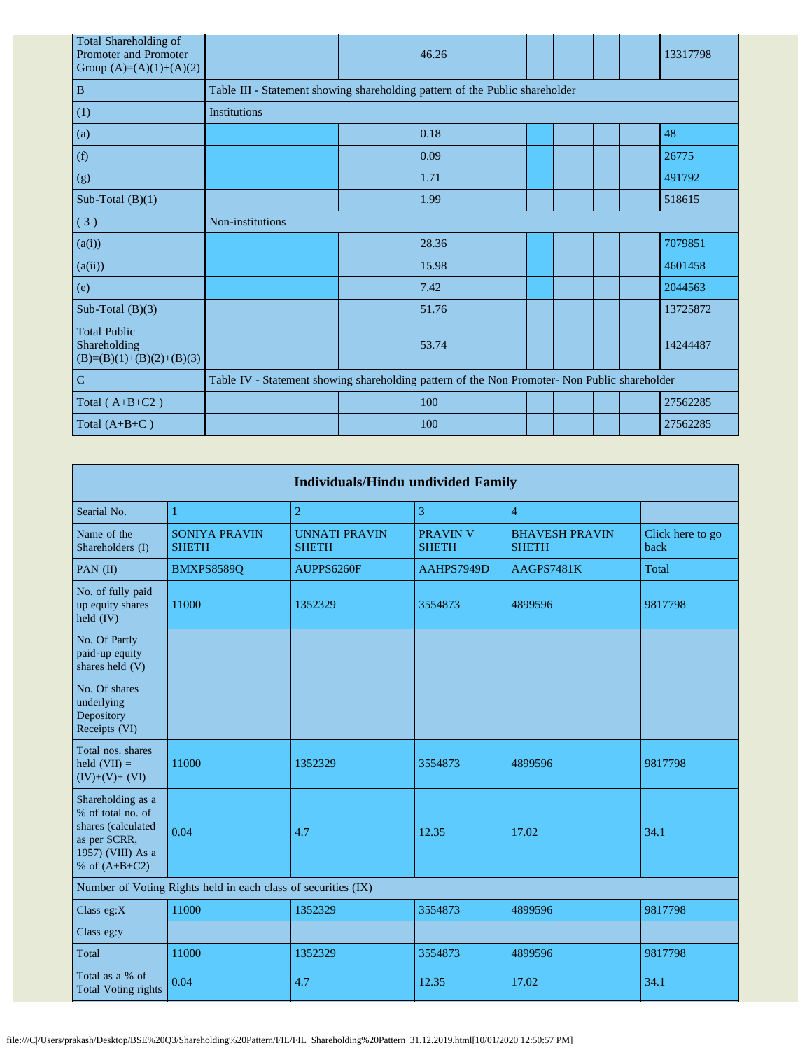| Total Shareholding of Promoter and Promoter Group (A)=(A)(1)+(A)(2) | | | | 46.26 | | | | | 13317798 |
|---|---|---|---|---|---|---|---|---|---|
| B | Table III - Statement showing shareholding pattern of the Public shareholder | | | | | | | | |
| (1) | Institutions | | | | | | | | |
| (a) | | | | 0.18 | | | | | 48 |
| (f) | | | | 0.09 | | | | | 26775 |
| (g) | | | | 1.71 | | | | | 491792 |
| Sub-Total (B)(1) | | | | 1.99 | | | | | 518615 |
| ( 3 ) | Non-institutions | | | | | | | | |
| (a(i)) | | | | 28.36 | | | | | 7079851 |
| (a(ii)) | | | | 15.98 | | | | | 4601458 |
| (e) | | | | 7.42 | | | | | 2044563 |
| Sub-Total (B)(3) | | | | 51.76 | | | | | 13725872 |
| Total Public Shareholding (B)=(B)(1)+(B)(2)+(B)(3) | | | | 53.74 | | | | | 14244487 |
| C | Table IV - Statement showing shareholding pattern of the Non Promoter- Non Public shareholder | | | | | | | | |
| Total ( A+B+C2 ) | | | | 100 | | | | | 27562285 |
| Total (A+B+C ) | | | | 100 | | | | | 27562285 |

| Individuals/Hindu undivided Family | | | | | |
|---|---|---|---|---|---|
| Searial No. | 1 | 2 | 3 | 4 | |
| Name of the Shareholders (I) | SONIYA PRAVIN SHETH | UNNATI PRAVIN SHETH | PRAVIN V SHETH | BHAVESH PRAVIN SHETH | Click here to go back |
| PAN (II) | BMXPS8589Q | AUPPS6260F | AAHPS7949D | AAGPS7481K | Total |
| No. of fully paid up equity shares held (IV) | 11000 | 1352329 | 3554873 | 4899596 | 9817798 |
| No. Of Partly paid-up equity shares held (V) | | | | | |
| No. Of shares underlying Depository Receipts (VI) | | | | | |
| Total nos. shares held (VII) = (IV)+(V)+ (VI) | 11000 | 1352329 | 3554873 | 4899596 | 9817798 |
| Shareholding as a % of total no. of shares (calculated as per SCRR, 1957) (VIII) As a % of (A+B+C2) | 0.04 | 4.7 | 12.35 | 17.02 | 34.1 |
| Number of Voting Rights held in each class of securities (IX) | | | | | |
| Class eg:X | 11000 | 1352329 | 3554873 | 4899596 | 9817798 |
| Class eg:y | | | | | |
| Total | 11000 | 1352329 | 3554873 | 4899596 | 9817798 |
| Total as a % of Total Voting rights | 0.04 | 4.7 | 12.35 | 17.02 | 34.1 |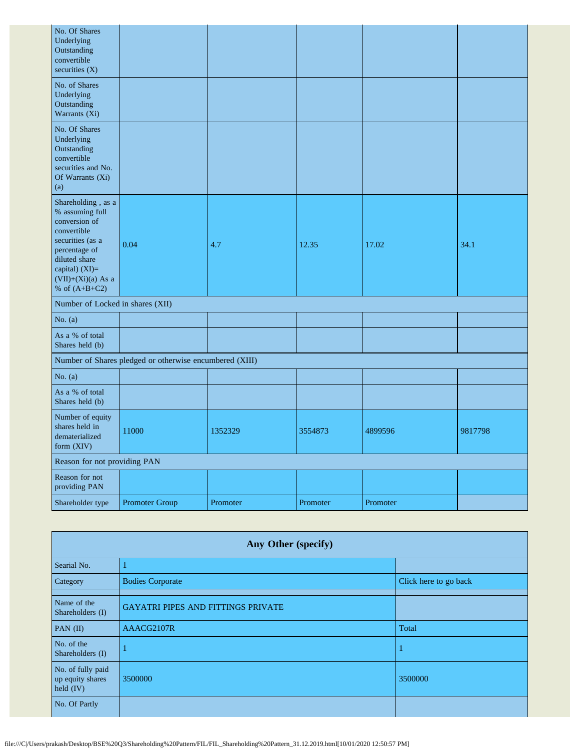| No. Of Shares Underlying Outstanding convertible securities (X) | | | | | |
|---|---|---|---|---|---|
| No. of Shares Underlying Outstanding Warrants (Xi) | | | | | |
| No. Of Shares Underlying Outstanding convertible securities and No. Of Warrants (Xi) (a) | | | | | |
| Shareholding , as a % assuming full conversion of convertible securities (as a percentage of diluted share capital) (XI)= (VII)+(Xi)(a) As a % of (A+B+C2) | 0.04 | 4.7 | 12.35 | 17.02 | 34.1 |
| Number of Locked in shares (XII) | | | | | |
| No. (a) | | | | | |
| As a % of total Shares held (b) | | | | | |
| Number of Shares pledged or otherwise encumbered (XIII) | | | | | |
| No. (a) | | | | | |
| As a % of total Shares held (b) | | | | | |
| Number of equity shares held in dematerialized form (XIV) | 11000 | 1352329 | 3554873 | 4899596 | 9817798 |
| Reason for not providing PAN | | | | | |
| Reason for not providing PAN | | | | | |
| Shareholder type | Promoter Group | Promoter | Promoter | Promoter | |

| Any Other (specify) | | |
|---|---|---|
| Searial No. | 1 | |
| Category | Bodies Corporate | Click here to go back |
| | | |
| Name of the Shareholders (I) | GAYATRI PIPES AND FITTINGS PRIVATE | |
| PAN (II) | AAACG2107R | Total |
| No. of the Shareholders (I) | 1 | 1 |
| No. of fully paid up equity shares held (IV) | 3500000 | 3500000 |
| No. Of Partly | | |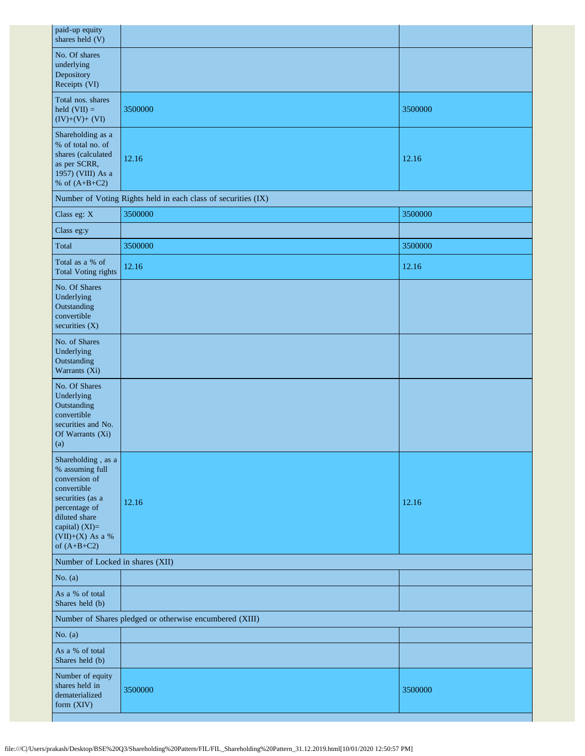| | | |
|---|---|---|
| paid-up equity shares held (V) | | |
| No. Of shares underlying Depository Receipts (VI) | | |
| Total nos. shares held (VII) = (IV)+(V)+ (VI) | 3500000 | 3500000 |
| Shareholding as a % of total no. of shares (calculated as per SCRR, 1957) (VIII) As a % of (A+B+C2) | 12.16 | 12.16 |
| Number of Voting Rights held in each class of securities (IX) | | |
| Class eg: X | 3500000 | 3500000 |
| Class eg:y | | |
| Total | 3500000 | 3500000 |
| Total as a % of Total Voting rights | 12.16 | 12.16 |
| No. Of Shares Underlying Outstanding convertible securities (X) | | |
| No. of Shares Underlying Outstanding Warrants (Xi) | | |
| No. Of Shares Underlying Outstanding convertible securities and No. Of Warrants (Xi) (a) | | |
| Shareholding , as a % assuming full conversion of convertible securities (as a percentage of diluted share capital) (XI)= (VII)+(X) As a % of (A+B+C2) | 12.16 | 12.16 |
| Number of Locked in shares (XII) | | |
| No. (a) | | |
| As a % of total Shares held (b) | | |
| Number of Shares pledged or otherwise encumbered (XIII) | | |
| No. (a) | | |
| As a % of total Shares held (b) | | |
| Number of equity shares held in dematerialized form (XIV) | 3500000 | 3500000 |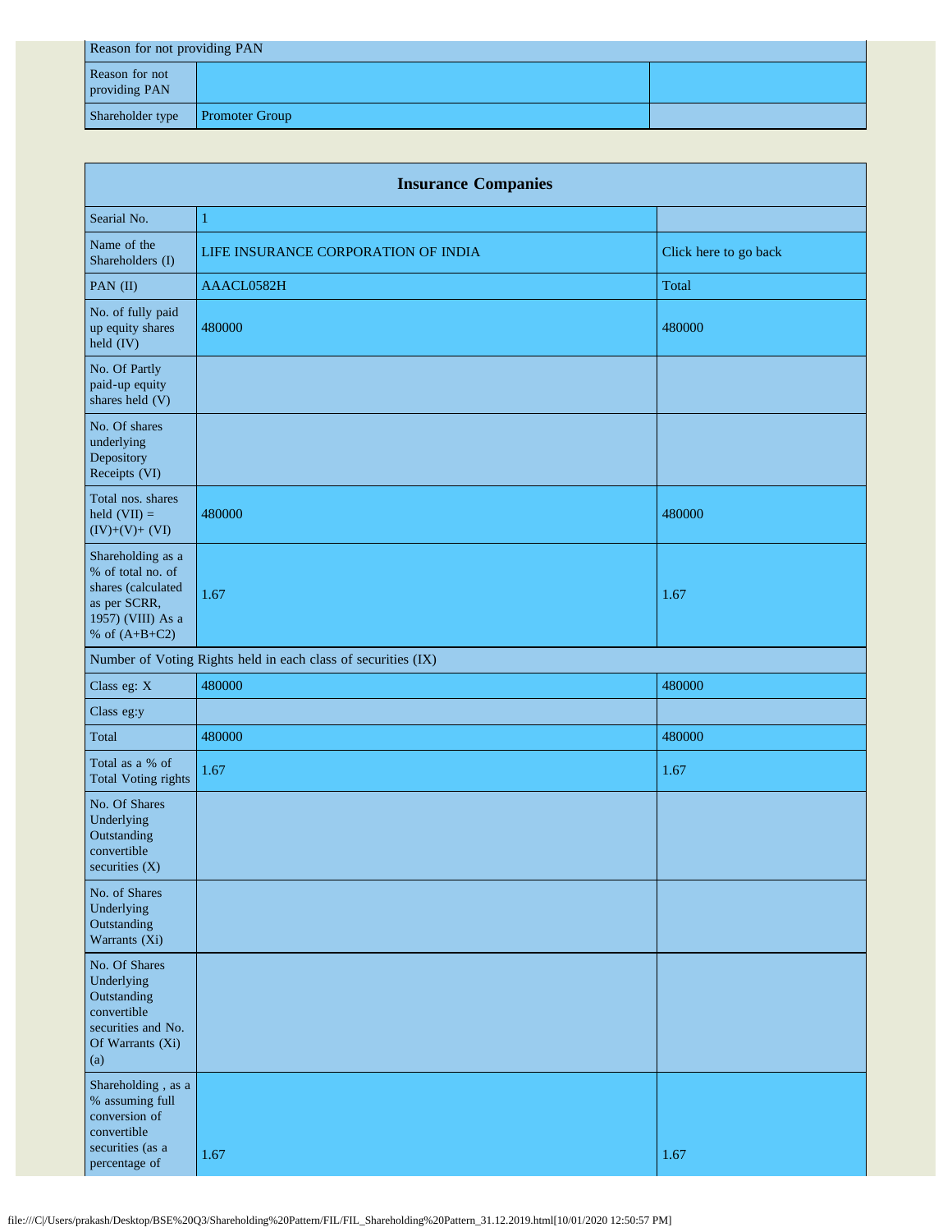| Reason for not providing PAN | | |
|---|---|---|
| Reason for not providing PAN | | |
| Shareholder type | Promoter Group | |

| Insurance Companies | | |
|---|---|---|
| Searial No. | 1 | |
| Name of the Shareholders (I) | LIFE INSURANCE CORPORATION OF INDIA | Click here to go back |
| PAN (II) | AAACL0582H | Total |
| No. of fully paid up equity shares held (IV) | 480000 | 480000 |
| No. Of Partly paid-up equity shares held (V) | | |
| No. Of shares underlying Depository Receipts (VI) | | |
| Total nos. shares held (VII) = (IV)+(V)+ (VI) | 480000 | 480000 |
| Shareholding as a % of total no. of shares (calculated as per SCRR, 1957) (VIII) As a % of (A+B+C2) | 1.67 | 1.67 |
| Number of Voting Rights held in each class of securities (IX) | | |
| Class eg: X | 480000 | 480000 |
| Class eg:y | | |
| Total | 480000 | 480000 |
| Total as a % of Total Voting rights | 1.67 | 1.67 |
| No. Of Shares Underlying Outstanding convertible securities (X) | | |
| No. of Shares Underlying Outstanding Warrants (Xi) | | |
| No. Of Shares Underlying Outstanding convertible securities and No. Of Warrants (Xi) (a) | | |
| Shareholding , as a % assuming full conversion of convertible securities (as a percentage of | 1.67 | 1.67 |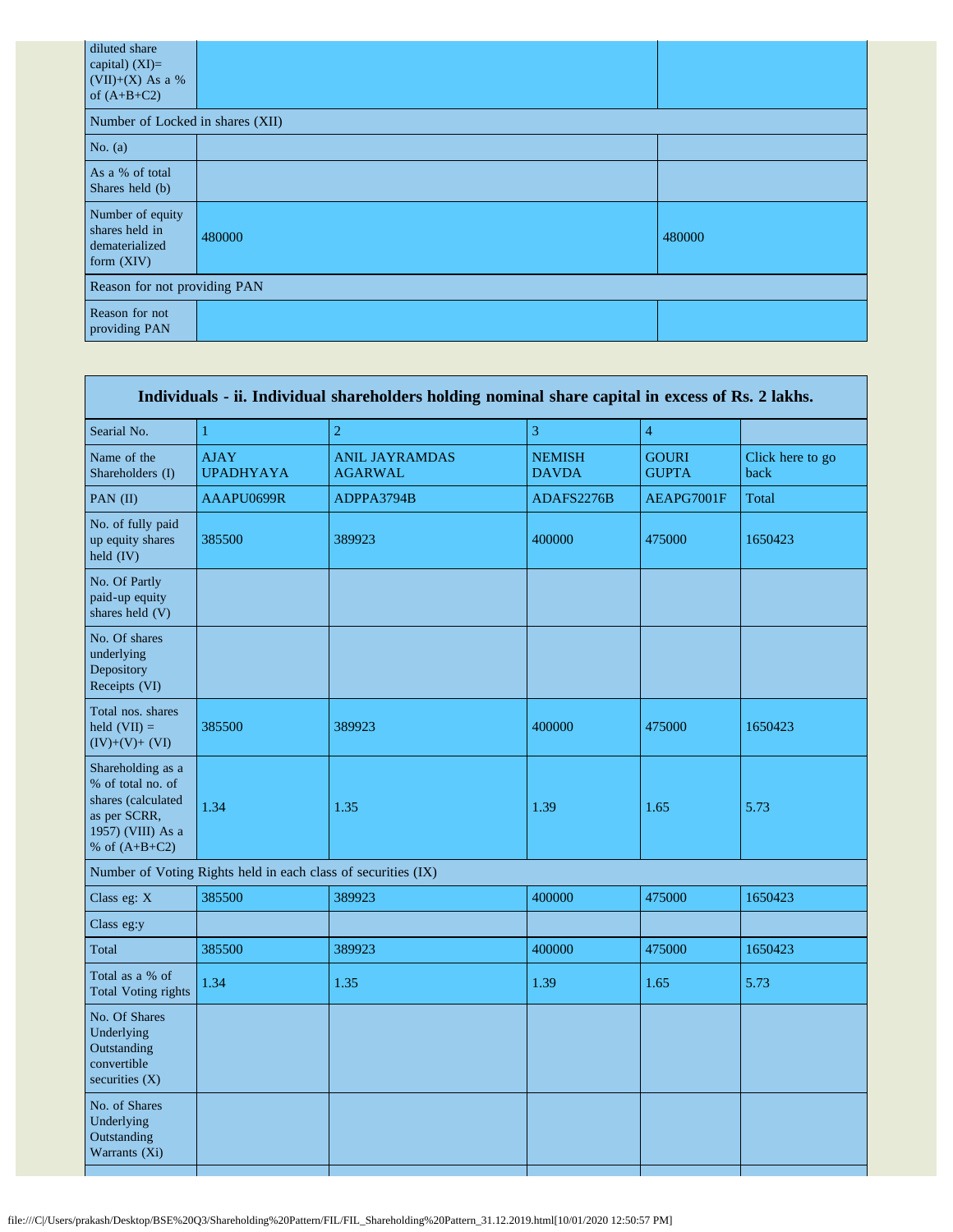| diluted share capital) (XI)= (VII)+(X) As a % of (A+B+C2) | | |
|---|---|---|
| Number of Locked in shares (XII) | | |
| No. (a) | | |
| As a % of total Shares held (b) | | |
| Number of equity shares held in dematerialized form (XIV) | 480000 | 480000 |
| Reason for not providing PAN | | |
| Reason for not providing PAN | | |

| Individuals - ii. Individual shareholders holding nominal share capital in excess of Rs. 2 lakhs. | | | | | |
|---|---|---|---|---|---|
| Searial No. | 1 | 2 | 3 | 4 | |
| Name of the Shareholders (I) | AJAY UPADHYAYA | ANIL JAYRAMDAS AGARWAL | NEMISH DAVDA | GOURI GUPTA | Click here to go back |
| PAN (II) | AAAPU0699R | ADPPA3794B | ADAFS2276B | AEAPG7001F | Total |
| No. of fully paid up equity shares held (IV) | 385500 | 389923 | 400000 | 475000 | 1650423 |
| No. Of Partly paid-up equity shares held (V) | | | | | |
| No. Of shares underlying Depository Receipts (VI) | | | | | |
| Total nos. shares held (VII) = (IV)+(V)+ (VI) | 385500 | 389923 | 400000 | 475000 | 1650423 |
| Shareholding as a % of total no. of shares (calculated as per SCRR, 1957) (VIII) As a % of (A+B+C2) | 1.34 | 1.35 | 1.39 | 1.65 | 5.73 |
| Number of Voting Rights held in each class of securities (IX) | | | | | |
| Class eg: X | 385500 | 389923 | 400000 | 475000 | 1650423 |
| Class eg:y | | | | | |
| Total | 385500 | 389923 | 400000 | 475000 | 1650423 |
| Total as a % of Total Voting rights | 1.34 | 1.35 | 1.39 | 1.65 | 5.73 |
| No. Of Shares Underlying Outstanding convertible securities (X) | | | | | |
| No. of Shares Underlying Outstanding Warrants (Xi) | | | | | |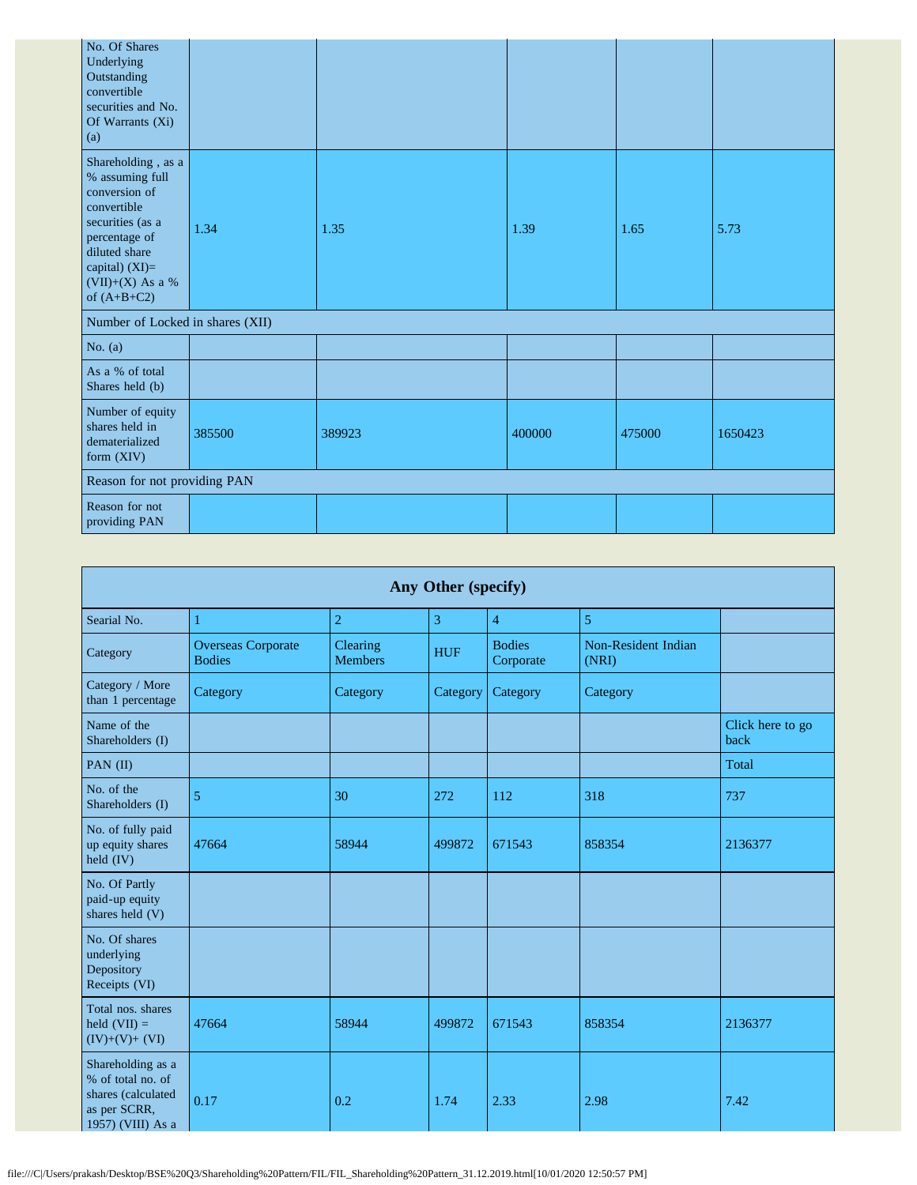| No. Of Shares Underlying Outstanding convertible securities and No. Of Warrants (Xi) (a) | | | | | |
|---|---|---|---|---|---|
| Shareholding , as a % assuming full conversion of convertible securities (as a percentage of diluted share capital) (XI)= (VII)+(X) As a % of (A+B+C2) | 1.34 | 1.35 | 1.39 | 1.65 | 5.73 |
| Number of Locked in shares (XII) | | | | | |
| No. (a) | | | | | |
| As a % of total Shares held (b) | | | | | |
| Number of equity shares held in dematerialized form (XIV) | 385500 | 389923 | 400000 | 475000 | 1650423 |
| Reason for not providing PAN | | | | | |
| Reason for not providing PAN | | | | | |

| Any Other (specify) | | | | | | |
|---|---|---|---|---|---|---|
| Searial No. | 1 | 2 | 3 | 4 | 5 | |
| Category | Overseas Corporate Bodies | Clearing Members | HUF | Bodies Corporate | Non-Resident Indian (NRI) | |
| Category / More than 1 percentage | Category | Category | Category | Category | Category | |
| Name of the Shareholders (I) | | | | | | Click here to go back |
| PAN (II) | | | | | | Total |
| No. of the Shareholders (I) | 5 | 30 | 272 | 112 | 318 | 737 |
| No. of fully paid up equity shares held (IV) | 47664 | 58944 | 499872 | 671543 | 858354 | 2136377 |
| No. Of Partly paid-up equity shares held (V) | | | | | | |
| No. Of shares underlying Depository Receipts (VI) | | | | | | |
| Total nos. shares held (VII) = (IV)+(V)+ (VI) | 47664 | 58944 | 499872 | 671543 | 858354 | 2136377 |
| Shareholding as a % of total no. of shares (calculated as per SCRR, 1957) (VIII) As a | 0.17 | 0.2 | 1.74 | 2.33 | 2.98 | 7.42 |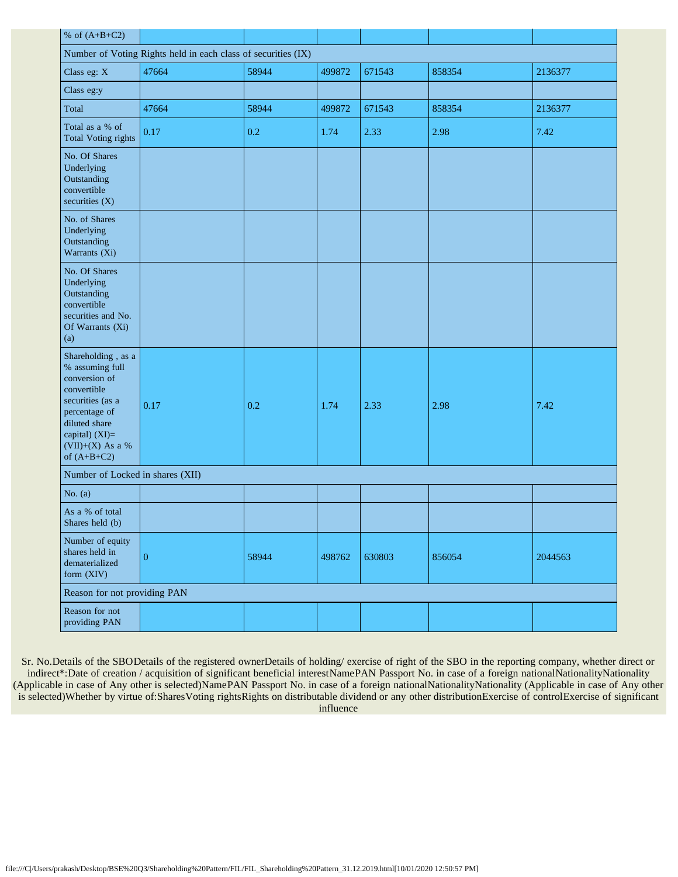| | | | | | | |
|---|---|---|---|---|---|---|
| % of (A+B+C2) | | | | | | |
| Number of Voting Rights held in each class of securities (IX) | | | | | | |
| Class eg: X | 47664 | 58944 | 499872 | 671543 | 858354 | 2136377 |
| Class eg:y | | | | | | |
| Total | 47664 | 58944 | 499872 | 671543 | 858354 | 2136377 |
| Total as a % of Total Voting rights | 0.17 | 0.2 | 1.74 | 2.33 | 2.98 | 7.42 |
| No. Of Shares Underlying Outstanding convertible securities (X) | | | | | | |
| No. of Shares Underlying Outstanding Warrants (Xi) | | | | | | |
| No. Of Shares Underlying Outstanding convertible securities and No. Of Warrants (Xi) (a) | | | | | | |
| Shareholding , as a % assuming full conversion of convertible securities (as a percentage of diluted share capital) (XI)= (VII)+(X) As a % of (A+B+C2) | 0.17 | 0.2 | 1.74 | 2.33 | 2.98 | 7.42 |
| Number of Locked in shares (XII) | | | | | | |
| No. (a) | | | | | | |
| As a % of total Shares held (b) | | | | | | |
| Number of equity shares held in dematerialized form (XIV) | 0 | 58944 | 498762 | 630803 | 856054 | 2044563 |
| Reason for not providing PAN | | | | | | |
| Reason for not providing PAN | | | | | | |

Sr. No.Details of the SBODetails of the registered ownerDetails of holding/ exercise of right of the SBO in the reporting company, whether direct or indirect*:Date of creation / acquisition of significant beneficial interestNamePAN Passport No. in case of a foreign nationalNationalityNationality (Applicable in case of Any other is selected)NamePAN Passport No. in case of a foreign nationalNationalityNationality (Applicable in case of Any other is selected)Whether by virtue of:SharesVoting rightsRights on distributable dividend or any other distributionExercise of controlExercise of significant influence